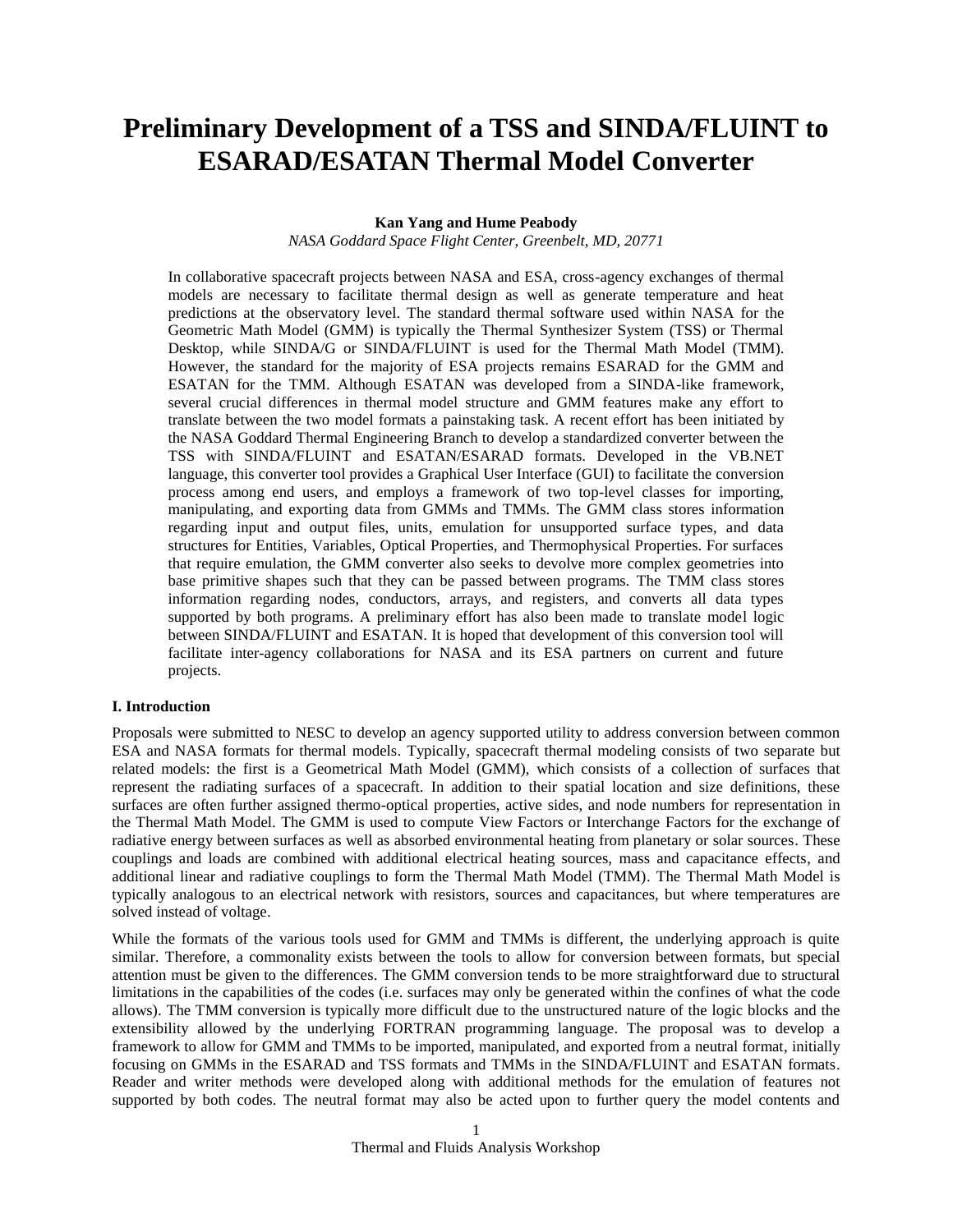# Preliminary Development of a TSS and SINDA/FLUINT to ESARAD/ESATAN Thermal Model Converter

**Kan Yang and Hume Peabody**

*NASA Goddard Space Flight Center, Greenbelt, MD, 20771*

In collaborative spacecraft projects between NASA and ESA, cross-agency exchanges of thermal models are necessary to facilitate thermal design as well as generate temperature and heat predictions at the observatory level. The standard thermal software used within NASA for the Geometric Math Model (GMM) is typically the Thermal Synthesizer System (TSS) or Thermal Desktop, while SINDA/G or SINDA/FLUINT is used for the Thermal Math Model (TMM). However, the standard for the majority of ESA projects remains ESARAD for the GMM and ESATAN for the TMM. Although ESATAN was developed from a SINDA-like framework, several crucial differences in thermal model structure and GMM features make any effort to translate between the two model formats a painstaking task. A recent effort has been initiated by the NASA Goddard Thermal Engineering Branch to develop a standardized converter between the TSS with SINDA/FLUINT and ESATAN/ESARAD formats. Developed in the VB.NET language, this converter tool provides a Graphical User Interface (GUI) to facilitate the conversion process among end users, and employs a framework of two top-level classes for importing, manipulating, and exporting data from GMMs and TMMs. The GMM class stores information regarding input and output files, units, emulation for unsupported surface types, and data structures for Entities, Variables, Optical Properties, and Thermophysical Properties. For surfaces that require emulation, the GMM converter also seeks to devolve more complex geometries into base primitive shapes such that they can be passed between programs. The TMM class stores information regarding nodes, conductors, arrays, and registers, and converts all data types supported by both programs. A preliminary effort has also been made to translate model logic between SINDA/FLUINT and ESATAN. It is hoped that development of this conversion tool will facilitate inter-agency collaborations for NASA and its ESA partners on current and future projects.

## I. Introduction

Proposals were submitted to NESC to develop an agency supported utility to address conversion between common ESA and NASA formats for thermal models. Typically, spacecraft thermal modeling consists of two separate but related models: the first is a Geometrical Math Model (GMM), which consists of a collection of surfaces that represent the radiating surfaces of a spacecraft. In addition to their spatial location and size definitions, these surfaces are often further assigned thermo-optical properties, active sides, and node numbers for representation in the Thermal Math Model. The GMM is used to compute View Factors or Interchange Factors for the exchange of radiative energy between surfaces as well as absorbed environmental heating from planetary or solar sources. These couplings and loads are combined with additional electrical heating sources, mass and capacitance effects, and additional linear and radiative couplings to form the Thermal Math Model (TMM). The Thermal Math Model is typically analogous to an electrical network with resistors, sources and capacitances, but where temperatures are solved instead of voltage.

While the formats of the various tools used for GMM and TMMs is different, the underlying approach is quite similar. Therefore, a commonality exists between the tools to allow for conversion between formats, but special attention must be given to the differences. The GMM conversion tends to be more straightforward due to structural limitations in the capabilities of the codes (i.e. surfaces may only be generated within the confines of what the code allows). The TMM conversion is typically more difficult due to the unstructured nature of the logic blocks and the extensibility allowed by the underlying FORTRAN programming language. The proposal was to develop a framework to allow for GMM and TMMs to be imported, manipulated, and exported from a neutral format, initially focusing on GMMs in the ESARAD and TSS formats and TMMs in the SINDA/FLUINT and ESATAN formats. Reader and writer methods were developed along with additional methods for the emulation of features not supported by both codes. The neutral format may also be acted upon to further query the model contents and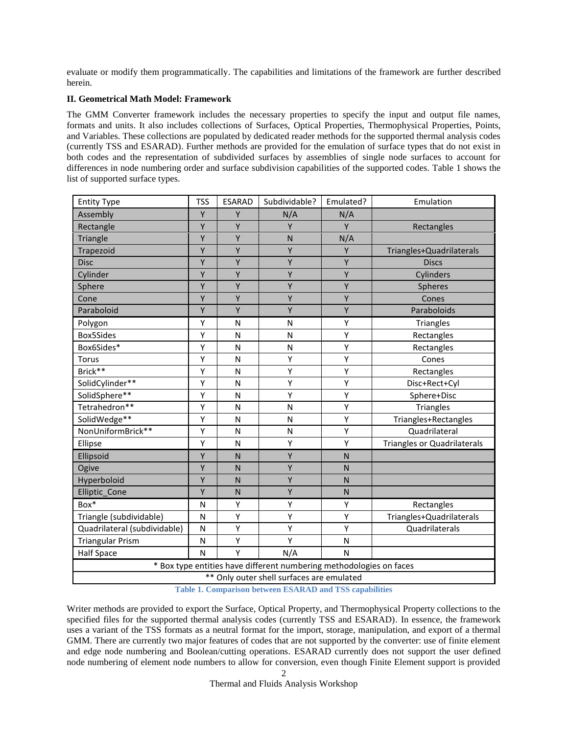evaluate or modify them programmatically. The capabilities and limitations of the framework are further described herein.

**II. Geometrical Math Model: Framework**

The GMM Converter framework includes the necessary properties to specify the input and output file names, formats and units. It also includes collections of Surfaces, Optical Properties, Thermophysical Properties, Points, and Variables. These collections are populated by dedicated reader methods for the supported thermal analysis codes (currently TSS and ESARAD). Further methods are provided for the emulation of surface types that do not exist in both codes and the representation of subdivided surfaces by assemblies of single node surfaces to account for differences in node numbering order and surface subdivision capabilities of the supported codes. Table 1 shows the list of supported surface types.

| Entity Type | TSS | ESARAD | Subdividable? | Emulated? | Emulation |
|---|---|---|---|---|---|
| Assembly | Y | Y | N/A | N/A | |
| Rectangle | Y | Y | Y | Y | Rectangles |
| Triangle | Y | Y | N | N/A | |
| Trapezoid | Y | Y | Y | Y | Triangles+Quadrilaterals |
| Disc | Y | Y | Y | Y | Discs |
| Cylinder | Y | Y | Y | Y | Cylinders |
| Sphere | Y | Y | Y | Y | Spheres |
| Cone | Y | Y | Y | Y | Cones |
| Paraboloid | Y | Y | Y | Y | Paraboloids |
| Polygon | Y | N | N | Y | Triangles |
| Box5Sides | Y | N | N | Y | Rectangles |
| Box6Sides* | Y | N | N | Y | Rectangles |
| Torus | Y | N | Y | Y | Cones |
| Brick** | Y | N | Y | Y | Rectangles |
| SolidCylinder** | Y | N | Y | Y | Disc+Rect+Cyl |
| SolidSphere** | Y | N | Y | Y | Sphere+Disc |
| Tetrahedron** | Y | N | N | Y | Triangles |
| SolidWedge** | Y | N | N | Y | Triangles+Rectangles |
| NonUniformBrick** | Y | N | N | Y | Quadrilateral |
| Ellipse | Y | N | Y | Y | Triangles or Quadrilaterals |
| Ellipsoid | Y | N | Y | N | |
| Ogive | Y | N | Y | N | |
| Hyperboloid | Y | N | Y | N | |
| Elliptic_Cone | Y | N | Y | N | |
| Box* | N | Y | Y | Y | Rectangles |
| Triangle (subdividable) | N | Y | Y | Y | Triangles+Quadrilaterals |
| Quadrilateral (subdividable) | N | Y | Y | Y | Quadrilaterals |
| Triangular Prism | N | Y | Y | N | |
| Half Space | N | Y | N/A | N | |
| * Box type entities have different numbering methodologies on faces | | | | | |
| ** Only outer shell surfaces are emulated | | | | | |

**Table 1. Comparison between ESARAD and TSS capabilities**

Writer methods are provided to export the Surface, Optical Property, and Thermophysical Property collections to the specified files for the supported thermal analysis codes (currently TSS and ESARAD). In essence, the framework uses a variant of the TSS formats as a neutral format for the import, storage, manipulation, and export of a thermal GMM. There are currently two major features of codes that are not supported by the converter: use of finite element and edge node numbering and Boolean/cutting operations. ESARAD currently does not support the user defined node numbering of element node numbers to allow for conversion, even though Finite Element support is provided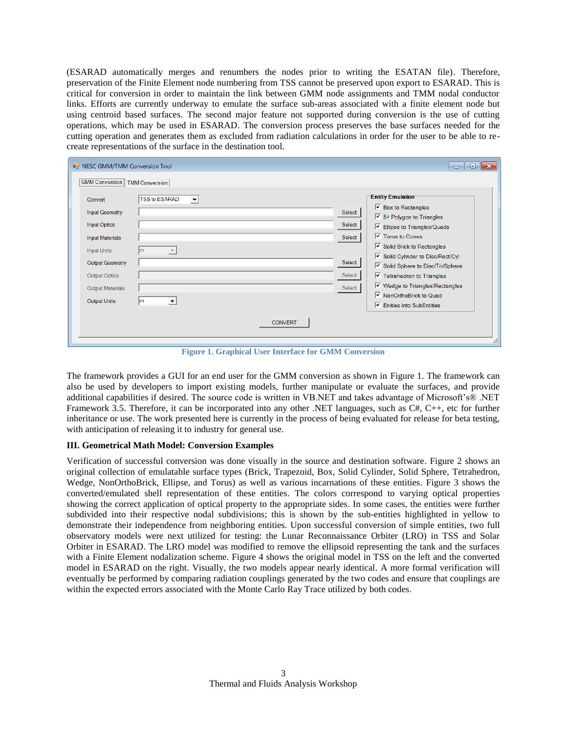(ESARAD automatically merges and renumbers the nodes prior to writing the ESATAN file). Therefore, preservation of the Finite Element node numbering from TSS cannot be preserved upon export to ESARAD. This is critical for conversion in order to maintain the link between GMM node assignments and TMM nodal conductor links. Efforts are currently underway to emulate the surface sub-areas associated with a finite element node but using centroid based surfaces. The second major feature not supported during conversion is the use of cutting operations, which may be used in ESARAD. The conversion process preserves the base surfaces needed for the cutting operation and generates them as excluded from radiation calculations in order for the user to be able to re-create representations of the surface in the destination tool.

**Figure 1. Graphical User Interface for GMM Conversion**

The framework provides a GUI for an end user for the GMM conversion as shown in Figure 1. The framework can also be used by developers to import existing models, further manipulate or evaluate the surfaces, and provide additional capabilities if desired. The source code is written in VB.NET and takes advantage of Microsoft's® .NET Framework 3.5. Therefore, it can be incorporated into any other .NET languages, such as C#, C++, etc for further inheritance or use. The work presented here is currently in the process of being evaluated for release for beta testing, with anticipation of releasing it to industry for general use.

### III. Geometrical Math Model: Conversion Examples

Verification of successful conversion was done visually in the source and destination software. Figure 2 shows an original collection of emulatable surface types (Brick, Trapezoid, Box, Solid Cylinder, Solid Sphere, Tetrahedron, Wedge, NonOrthoBrick, Ellipse, and Torus) as well as various incarnations of these entities. Figure 3 shows the converted/emulated shell representation of these entities. The colors correspond to varying optical properties showing the correct application of optical property to the appropriate sides. In some cases, the entities were further subdivided into their respective nodal subdivisions; this is shown by the sub-entities highlighted in yellow to demonstrate their independence from neighboring entities. Upon successful conversion of simple entities, two full observatory models were next utilized for testing: the Lunar Reconnaissance Orbiter (LRO) in TSS and Solar Orbiter in ESARAD. The LRO model was modified to remove the ellipsoid representing the tank and the surfaces with a Finite Element nodalization scheme. Figure 4 shows the original model in TSS on the left and the converted model in ESARAD on the right. Visually, the two models appear nearly identical. A more formal verification will eventually be performed by comparing radiation couplings generated by the two codes and ensure that couplings are within the expected errors associated with the Monte Carlo Ray Trace utilized by both codes.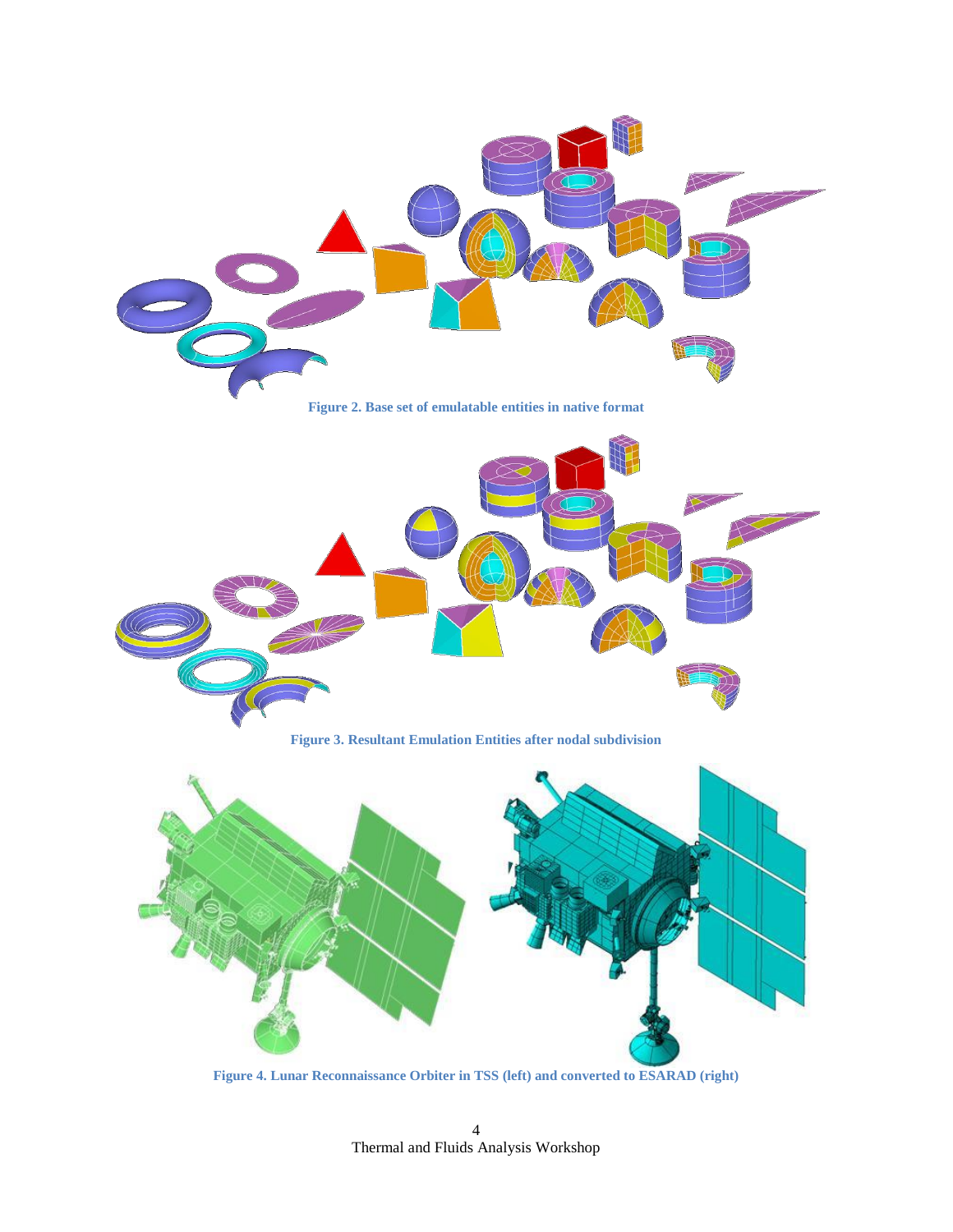Figure 2. Base set of emulatable entities in native format

Figure 3. Resultant Emulation Entities after nodal subdivision

Figure 4. Lunar Reconnaissance Orbiter in TSS (left) and converted to ESARAD (right)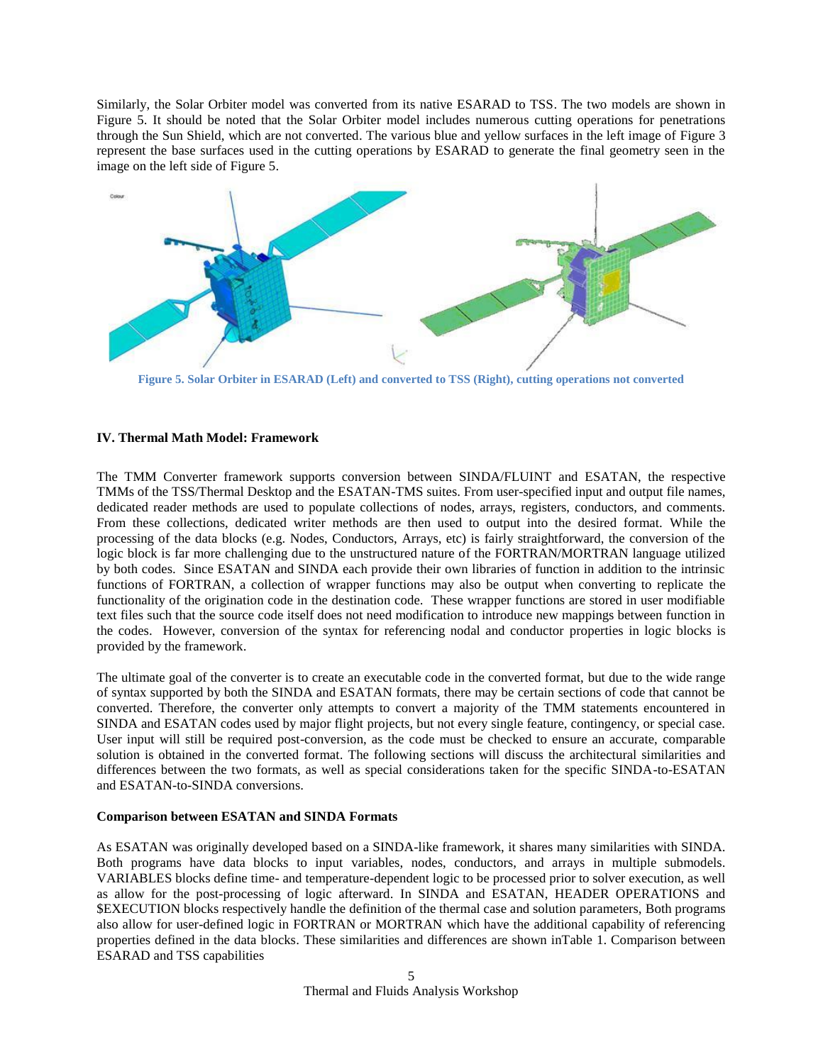Similarly, the Solar Orbiter model was converted from its native ESARAD to TSS. The two models are shown in Figure 5. It should be noted that the Solar Orbiter model includes numerous cutting operations for penetrations through the Sun Shield, which are not converted. The various blue and yellow surfaces in the left image of Figure 3 represent the base surfaces used in the cutting operations by ESARAD to generate the final geometry seen in the image on the left side of Figure 5.

**Figure 5. Solar Orbiter in ESARAD (Left) and converted to TSS (Right), cutting operations not converted**

### IV. Thermal Math Model: Framework

The TMM Converter framework supports conversion between SINDA/FLUINT and ESATAN, the respective TMMs of the TSS/Thermal Desktop and the ESATAN-TMS suites. From user-specified input and output file names, dedicated reader methods are used to populate collections of nodes, arrays, registers, conductors, and comments. From these collections, dedicated writer methods are then used to output into the desired format. While the processing of the data blocks (e.g. Nodes, Conductors, Arrays, etc) is fairly straightforward, the conversion of the logic block is far more challenging due to the unstructured nature of the FORTRAN/MORTRAN language utilized by both codes. Since ESATAN and SINDA each provide their own libraries of function in addition to the intrinsic functions of FORTRAN, a collection of wrapper functions may also be output when converting to replicate the functionality of the origination code in the destination code. These wrapper functions are stored in user modifiable text files such that the source code itself does not need modification to introduce new mappings between function in the codes. However, conversion of the syntax for referencing nodal and conductor properties in logic blocks is provided by the framework.

The ultimate goal of the converter is to create an executable code in the converted format, but due to the wide range of syntax supported by both the SINDA and ESATAN formats, there may be certain sections of code that cannot be converted. Therefore, the converter only attempts to convert a majority of the TMM statements encountered in SINDA and ESATAN codes used by major flight projects, but not every single feature, contingency, or special case. User input will still be required post-conversion, as the code must be checked to ensure an accurate, comparable solution is obtained in the converted format. The following sections will discuss the architectural similarities and differences between the two formats, as well as special considerations taken for the specific SINDA-to-ESATAN and ESATAN-to-SINDA conversions.

#### Comparison between ESATAN and SINDA Formats

As ESATAN was originally developed based on a SINDA-like framework, it shares many similarities with SINDA. Both programs have data blocks to input variables, nodes, conductors, and arrays in multiple submodels. VARIABLES blocks define time- and temperature-dependent logic to be processed prior to solver execution, as well as allow for the post-processing of logic afterward. In SINDA and ESATAN, HEADER OPERATIONS and $EXECUTION blocks respectively handle the definition of the thermal case and solution parameters, Both programs also allow for user-defined logic in FORTRAN or MORTRAN which have the additional capability of referencing properties defined in the data blocks. These similarities and differences are shown inTable 1. Comparison between ESARAD and TSS capabilities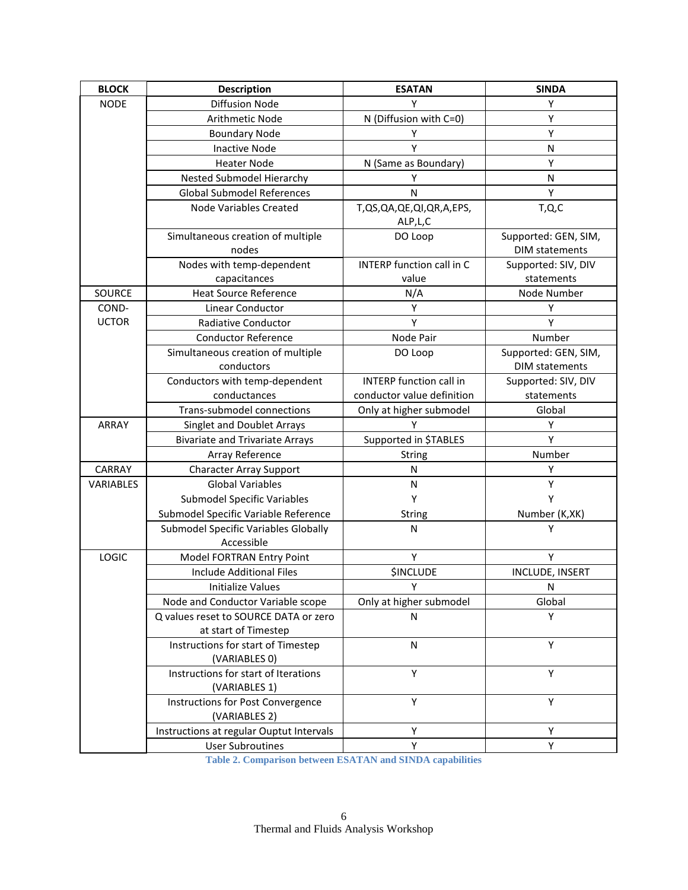| BLOCK | Description | ESATAN | SINDA |
|---|---|---|---|
| NODE | Diffusion Node | Y | Y |
| | Arithmetic Node | N (Diffusion with C=0) | Y |
| | Boundary Node | Y | Y |
| | Inactive Node | Y | N |
| | Heater Node | N (Same as Boundary) | Y |
| | Nested Submodel Hierarchy | Y | N |
| | Global Submodel References | N | Y |
| | Node Variables Created | T,QS,QA,QE,QI,QR,A,EPS, ALP,L,C | T,Q,C |
| | Simultaneous creation of multiple nodes | DO Loop | Supported: GEN, SIM, DIM statements |
| | Nodes with temp-dependent capacitances | INTERP function call in C value | Supported: SIV, DIV statements |
| SOURCE | Heat Source Reference | N/A | Node Number |
| COND-UCTOR | Linear Conductor | Y | Y |
| | Radiative Conductor | Y | Y |
| | Conductor Reference | Node Pair | Number |
| | Simultaneous creation of multiple conductors | DO Loop | Supported: GEN, SIM, DIM statements |
| | Conductors with temp-dependent conductances | INTERP function call in conductor value definition | Supported: SIV, DIV statements |
| | Trans-submodel connections | Only at higher submodel | Global |
| ARRAY | Singlet and Doublet Arrays | Y | Y |
| | Bivariate and Trivariate Arrays | Supported in $TABLES | Y |
| | Array Reference | String | Number |
| CARRAY | Character Array Support | N | Y |
| VARIABLES | Global Variables | N | Y |
| | Submodel Specific Variables | Y | Y |
| | Submodel Specific Variable Reference | String | Number (K,XK) |
| | Submodel Specific Variables Globally Accessible | N | Y |
| LOGIC | Model FORTRAN Entry Point | Y | Y |
| | Include Additional Files | $INCLUDE | INCLUDE, INSERT |
| | Initialize Values | Y | N |
| | Node and Conductor Variable scope | Only at higher submodel | Global |
| | Q values reset to SOURCE DATA or zero at start of Timestep | N | Y |
| | Instructions for start of Timestep (VARIABLES 0) | N | Y |
| | Instructions for start of Iterations (VARIABLES 1) | Y | Y |
| | Instructions for Post Convergence (VARIABLES 2) | Y | Y |
| | Instructions at regular Ouptut Intervals | Y | Y |
| | User Subroutines | Y | Y |

**Table 2. Comparison between ESATAN and SINDA capabilities**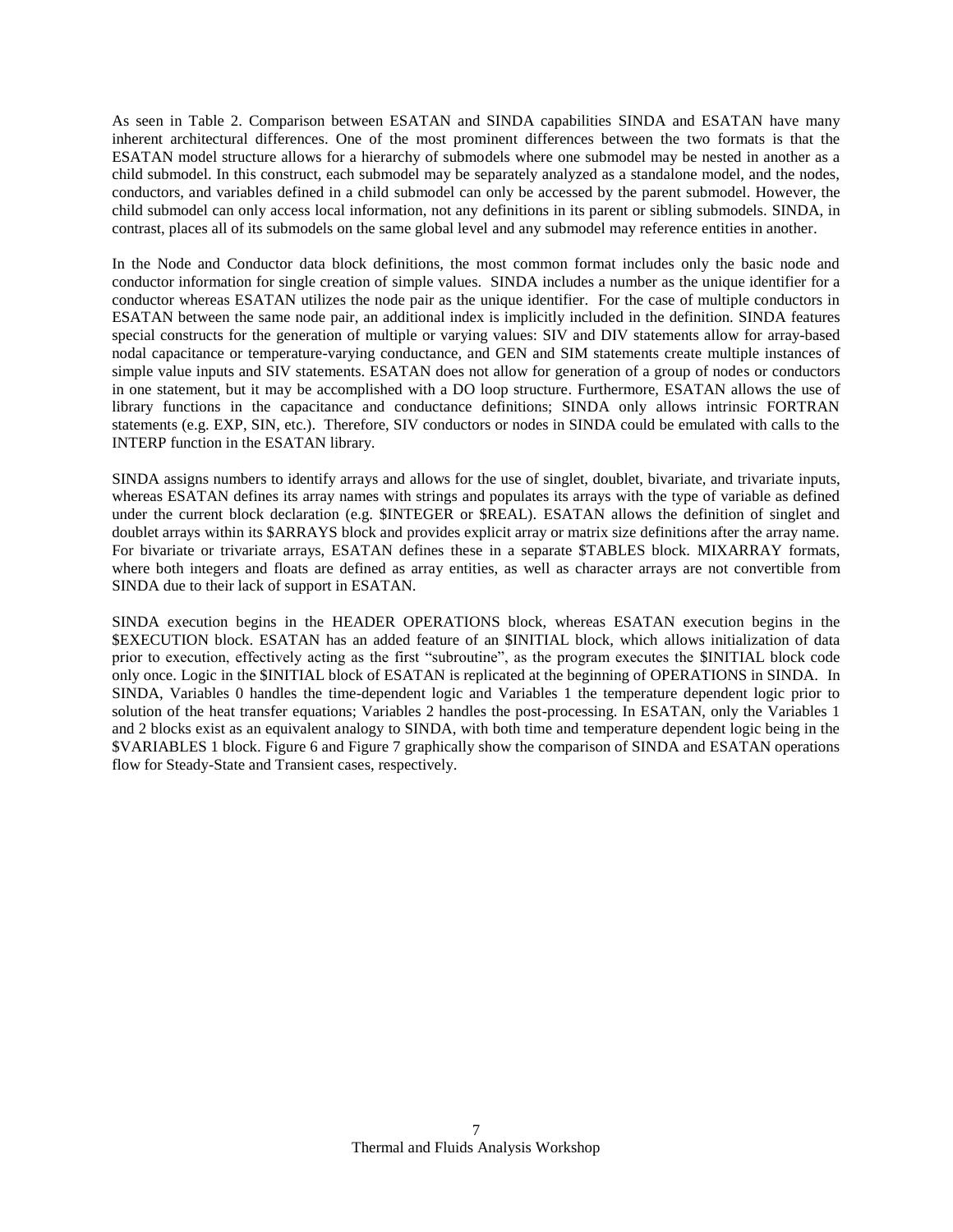As seen in Table 2. Comparison between ESATAN and SINDA capabilities SINDA and ESATAN have many inherent architectural differences. One of the most prominent differences between the two formats is that the ESATAN model structure allows for a hierarchy of submodels where one submodel may be nested in another as a child submodel. In this construct, each submodel may be separately analyzed as a standalone model, and the nodes, conductors, and variables defined in a child submodel can only be accessed by the parent submodel. However, the child submodel can only access local information, not any definitions in its parent or sibling submodels. SINDA, in contrast, places all of its submodels on the same global level and any submodel may reference entities in another.

In the Node and Conductor data block definitions, the most common format includes only the basic node and conductor information for single creation of simple values. SINDA includes a number as the unique identifier for a conductor whereas ESATAN utilizes the node pair as the unique identifier. For the case of multiple conductors in ESATAN between the same node pair, an additional index is implicitly included in the definition. SINDA features special constructs for the generation of multiple or varying values: SIV and DIV statements allow for array-based nodal capacitance or temperature-varying conductance, and GEN and SIM statements create multiple instances of simple value inputs and SIV statements. ESATAN does not allow for generation of a group of nodes or conductors in one statement, but it may be accomplished with a DO loop structure. Furthermore, ESATAN allows the use of library functions in the capacitance and conductance definitions; SINDA only allows intrinsic FORTRAN statements (e.g. EXP, SIN, etc.). Therefore, SIV conductors or nodes in SINDA could be emulated with calls to the INTERP function in the ESATAN library.

SINDA assigns numbers to identify arrays and allows for the use of singlet, doublet, bivariate, and trivariate inputs, whereas ESATAN defines its array names with strings and populates its arrays with the type of variable as defined under the current block declaration (e.g. $INTEGER or $REAL). ESATAN allows the definition of singlet and doublet arrays within its $ARRAYS block and provides explicit array or matrix size definitions after the array name. For bivariate or trivariate arrays, ESATAN defines these in a separate $TABLES block. MIXARRAY formats, where both integers and floats are defined as array entities, as well as character arrays are not convertible from SINDA due to their lack of support in ESATAN.

SINDA execution begins in the HEADER OPERATIONS block, whereas ESATAN execution begins in the $EXECUTION block. ESATAN has an added feature of an $INITIAL block, which allows initialization of data prior to execution, effectively acting as the first "subroutine", as the program executes the $INITIAL block code only once. Logic in the $INITIAL block of ESATAN is replicated at the beginning of OPERATIONS in SINDA. In SINDA, Variables 0 handles the time-dependent logic and Variables 1 the temperature dependent logic prior to solution of the heat transfer equations; Variables 2 handles the post-processing. In ESATAN, only the Variables 1 and 2 blocks exist as an equivalent analogy to SINDA, with both time and temperature dependent logic being in the $VARIABLES 1 block. Figure 6 and Figure 7 graphically show the comparison of SINDA and ESATAN operations flow for Steady-State and Transient cases, respectively.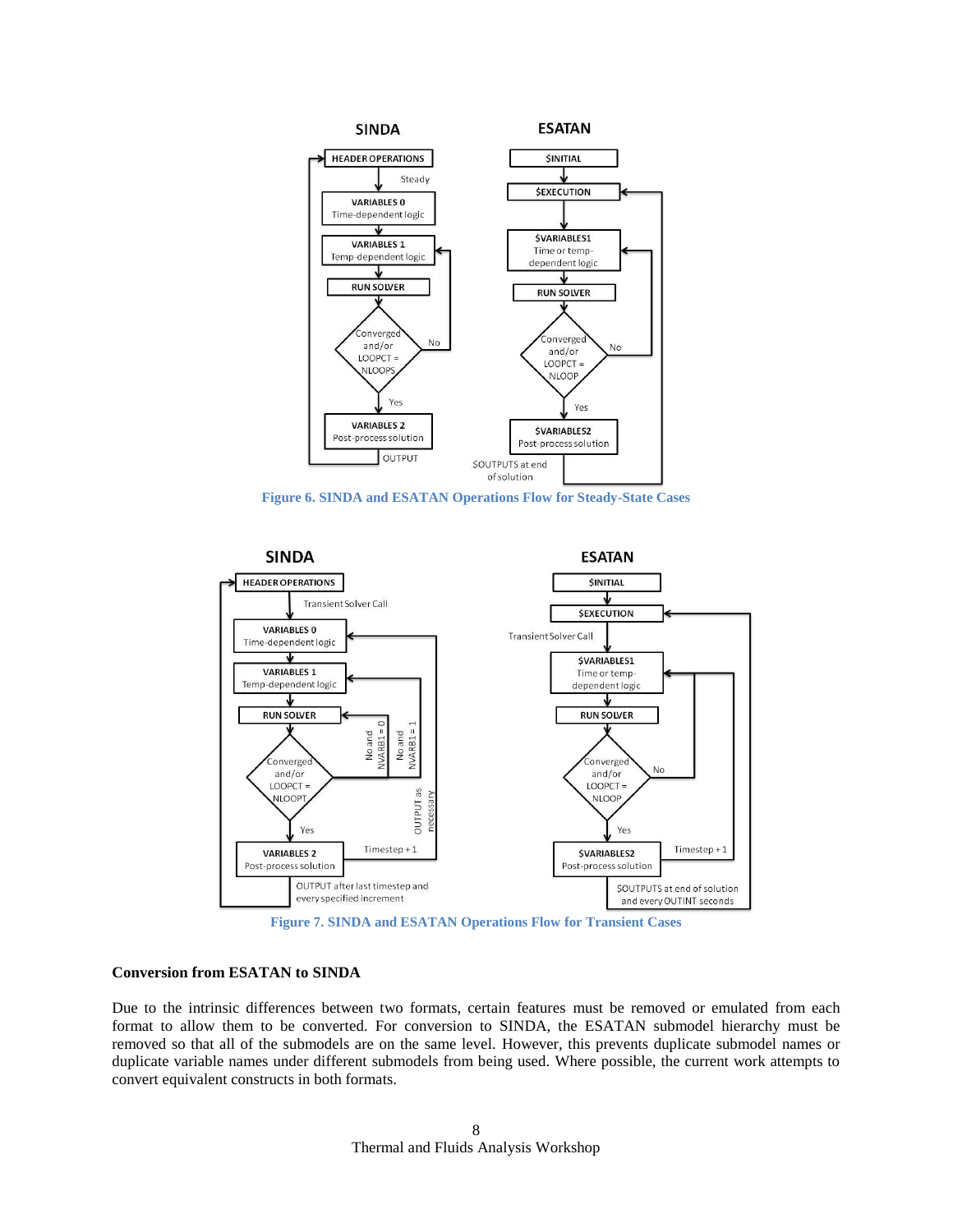Figure 6. SINDA and ESATAN Operations Flow for Steady-State Cases

Figure 7. SINDA and ESATAN Operations Flow for Transient Cases

**Conversion from ESATAN to SINDA**

Due to the intrinsic differences between two formats, certain features must be removed or emulated from each format to allow them to be converted. For conversion to SINDA, the ESATAN submodel hierarchy must be removed so that all of the submodels are on the same level. However, this prevents duplicate submodel names or duplicate variable names under different submodels from being used. Where possible, the current work attempts to convert equivalent constructs in both formats.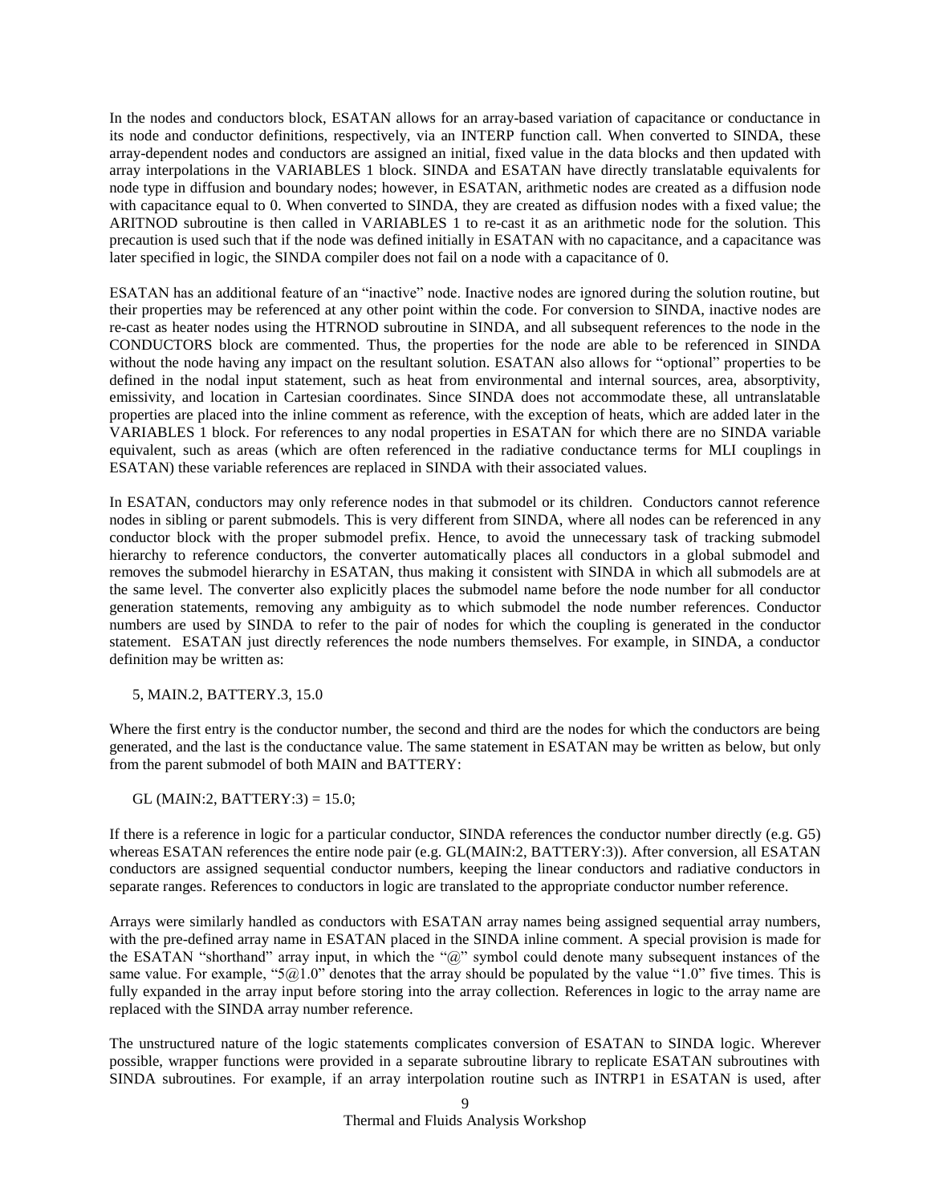In the nodes and conductors block, ESATAN allows for an array-based variation of capacitance or conductance in its node and conductor definitions, respectively, via an INTERP function call. When converted to SINDA, these array-dependent nodes and conductors are assigned an initial, fixed value in the data blocks and then updated with array interpolations in the VARIABLES 1 block. SINDA and ESATAN have directly translatable equivalents for node type in diffusion and boundary nodes; however, in ESATAN, arithmetic nodes are created as a diffusion node with capacitance equal to 0. When converted to SINDA, they are created as diffusion nodes with a fixed value; the ARITNOD subroutine is then called in VARIABLES 1 to re-cast it as an arithmetic node for the solution. This precaution is used such that if the node was defined initially in ESATAN with no capacitance, and a capacitance was later specified in logic, the SINDA compiler does not fail on a node with a capacitance of 0.

ESATAN has an additional feature of an "inactive" node. Inactive nodes are ignored during the solution routine, but their properties may be referenced at any other point within the code. For conversion to SINDA, inactive nodes are re-cast as heater nodes using the HTRNOD subroutine in SINDA, and all subsequent references to the node in the CONDUCTORS block are commented. Thus, the properties for the node are able to be referenced in SINDA without the node having any impact on the resultant solution. ESATAN also allows for "optional" properties to be defined in the nodal input statement, such as heat from environmental and internal sources, area, absorptivity, emissivity, and location in Cartesian coordinates. Since SINDA does not accommodate these, all untranslatable properties are placed into the inline comment as reference, with the exception of heats, which are added later in the VARIABLES 1 block. For references to any nodal properties in ESATAN for which there are no SINDA variable equivalent, such as areas (which are often referenced in the radiative conductance terms for MLI couplings in ESATAN) these variable references are replaced in SINDA with their associated values.

In ESATAN, conductors may only reference nodes in that submodel or its children. Conductors cannot reference nodes in sibling or parent submodels. This is very different from SINDA, where all nodes can be referenced in any conductor block with the proper submodel prefix. Hence, to avoid the unnecessary task of tracking submodel hierarchy to reference conductors, the converter automatically places all conductors in a global submodel and removes the submodel hierarchy in ESATAN, thus making it consistent with SINDA in which all submodels are at the same level. The converter also explicitly places the submodel name before the node number for all conductor generation statements, removing any ambiguity as to which submodel the node number references. Conductor numbers are used by SINDA to refer to the pair of nodes for which the coupling is generated in the conductor statement. ESATAN just directly references the node numbers themselves. For example, in SINDA, a conductor definition may be written as:

```
5, MAIN.2, BATTERY.3, 15.0
```

Where the first entry is the conductor number, the second and third are the nodes for which the conductors are being generated, and the last is the conductance value. The same statement in ESATAN may be written as below, but only from the parent submodel of both MAIN and BATTERY:

```
GL (MAIN:2, BATTERY:3) = 15.0;
```

If there is a reference in logic for a particular conductor, SINDA references the conductor number directly (e.g. G5) whereas ESATAN references the entire node pair (e.g. GL(MAIN:2, BATTERY:3)). After conversion, all ESATAN conductors are assigned sequential conductor numbers, keeping the linear conductors and radiative conductors in separate ranges. References to conductors in logic are translated to the appropriate conductor number reference.

Arrays were similarly handled as conductors with ESATAN array names being assigned sequential array numbers, with the pre-defined array name in ESATAN placed in the SINDA inline comment. A special provision is made for the ESATAN "shorthand" array input, in which the "@" symbol could denote many subsequent instances of the same value. For example, "5@1.0" denotes that the array should be populated by the value "1.0" five times. This is fully expanded in the array input before storing into the array collection. References in logic to the array name are replaced with the SINDA array number reference.

The unstructured nature of the logic statements complicates conversion of ESATAN to SINDA logic. Wherever possible, wrapper functions were provided in a separate subroutine library to replicate ESATAN subroutines with SINDA subroutines. For example, if an array interpolation routine such as INTRP1 in ESATAN is used, after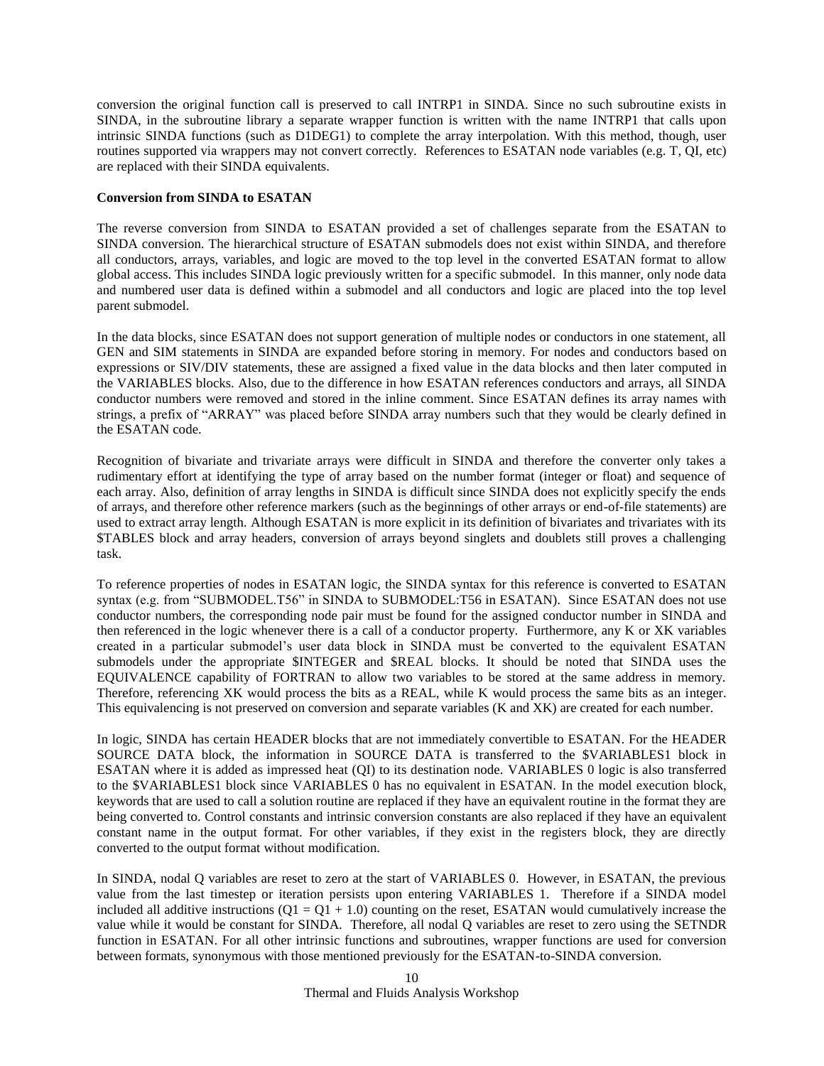conversion the original function call is preserved to call INTRP1 in SINDA. Since no such subroutine exists in SINDA, in the subroutine library a separate wrapper function is written with the name INTRP1 that calls upon intrinsic SINDA functions (such as D1DEG1) to complete the array interpolation. With this method, though, user routines supported via wrappers may not convert correctly. References to ESATAN node variables (e.g. T, QI, etc) are replaced with their SINDA equivalents.

**Conversion from SINDA to ESATAN**

The reverse conversion from SINDA to ESATAN provided a set of challenges separate from the ESATAN to SINDA conversion. The hierarchical structure of ESATAN submodels does not exist within SINDA, and therefore all conductors, arrays, variables, and logic are moved to the top level in the converted ESATAN format to allow global access. This includes SINDA logic previously written for a specific submodel. In this manner, only node data and numbered user data is defined within a submodel and all conductors and logic are placed into the top level parent submodel.

In the data blocks, since ESATAN does not support generation of multiple nodes or conductors in one statement, all GEN and SIM statements in SINDA are expanded before storing in memory. For nodes and conductors based on expressions or SIV/DIV statements, these are assigned a fixed value in the data blocks and then later computed in the VARIABLES blocks. Also, due to the difference in how ESATAN references conductors and arrays, all SINDA conductor numbers were removed and stored in the inline comment. Since ESATAN defines its array names with strings, a prefix of "ARRAY" was placed before SINDA array numbers such that they would be clearly defined in the ESATAN code.

Recognition of bivariate and trivariate arrays were difficult in SINDA and therefore the converter only takes a rudimentary effort at identifying the type of array based on the number format (integer or float) and sequence of each array. Also, definition of array lengths in SINDA is difficult since SINDA does not explicitly specify the ends of arrays, and therefore other reference markers (such as the beginnings of other arrays or end-of-file statements) are used to extract array length. Although ESATAN is more explicit in its definition of bivariates and trivariates with its $TABLES block and array headers, conversion of arrays beyond singlets and doublets still proves a challenging task.

To reference properties of nodes in ESATAN logic, the SINDA syntax for this reference is converted to ESATAN syntax (e.g. from "SUBMODEL.T56" in SINDA to SUBMODEL:T56 in ESATAN). Since ESATAN does not use conductor numbers, the corresponding node pair must be found for the assigned conductor number in SINDA and then referenced in the logic whenever there is a call of a conductor property. Furthermore, any K or XK variables created in a particular submodel's user data block in SINDA must be converted to the equivalent ESATAN submodels under the appropriate $INTEGER and $REAL blocks. It should be noted that SINDA uses the EQUIVALENCE capability of FORTRAN to allow two variables to be stored at the same address in memory. Therefore, referencing XK would process the bits as a REAL, while K would process the same bits as an integer. This equivalencing is not preserved on conversion and separate variables (K and XK) are created for each number.

In logic, SINDA has certain HEADER blocks that are not immediately convertible to ESATAN. For the HEADER SOURCE DATA block, the information in SOURCE DATA is transferred to the $VARIABLES1 block in ESATAN where it is added as impressed heat (QI) to its destination node. VARIABLES 0 logic is also transferred to the $VARIABLES1 block since VARIABLES 0 has no equivalent in ESATAN. In the model execution block, keywords that are used to call a solution routine are replaced if they have an equivalent routine in the format they are being converted to. Control constants and intrinsic conversion constants are also replaced if they have an equivalent constant name in the output format. For other variables, if they exist in the registers block, they are directly converted to the output format without modification.

In SINDA, nodal Q variables are reset to zero at the start of VARIABLES 0. However, in ESATAN, the previous value from the last timestep or iteration persists upon entering VARIABLES 1. Therefore if a SINDA model included all additive instructions (Q1 = Q1 + 1.0) counting on the reset, ESATAN would cumulatively increase the value while it would be constant for SINDA. Therefore, all nodal Q variables are reset to zero using the SETNDR function in ESATAN. For all other intrinsic functions and subroutines, wrapper functions are used for conversion between formats, synonymous with those mentioned previously for the ESATAN-to-SINDA conversion.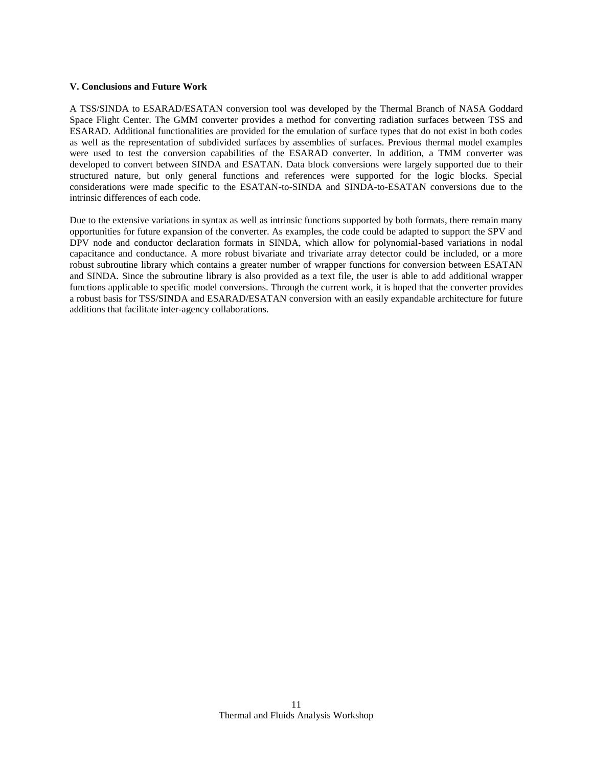### V. Conclusions and Future Work

A TSS/SINDA to ESARAD/ESATAN conversion tool was developed by the Thermal Branch of NASA Goddard Space Flight Center. The GMM converter provides a method for converting radiation surfaces between TSS and ESARAD. Additional functionalities are provided for the emulation of surface types that do not exist in both codes as well as the representation of subdivided surfaces by assemblies of surfaces. Previous thermal model examples were used to test the conversion capabilities of the ESARAD converter. In addition, a TMM converter was developed to convert between SINDA and ESATAN. Data block conversions were largely supported due to their structured nature, but only general functions and references were supported for the logic blocks. Special considerations were made specific to the ESATAN-to-SINDA and SINDA-to-ESATAN conversions due to the intrinsic differences of each code.

Due to the extensive variations in syntax as well as intrinsic functions supported by both formats, there remain many opportunities for future expansion of the converter. As examples, the code could be adapted to support the SPV and DPV node and conductor declaration formats in SINDA, which allow for polynomial-based variations in nodal capacitance and conductance. A more robust bivariate and trivariate array detector could be included, or a more robust subroutine library which contains a greater number of wrapper functions for conversion between ESATAN and SINDA. Since the subroutine library is also provided as a text file, the user is able to add additional wrapper functions applicable to specific model conversions. Through the current work, it is hoped that the converter provides a robust basis for TSS/SINDA and ESARAD/ESATAN conversion with an easily expandable architecture for future additions that facilitate inter-agency collaborations.